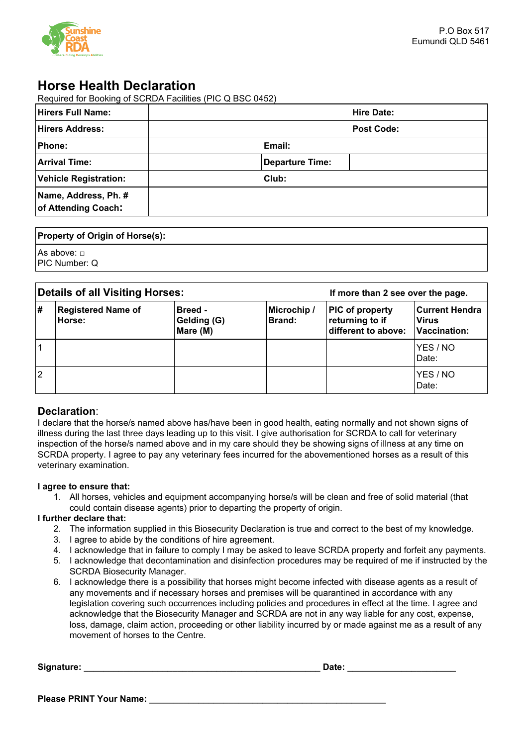P.O Box 517
Eumundi QLD 5461

# Horse Health Declaration

Required for Booking of SCRDA Facilities (PIC Q BSC 0452)

| **Hirers Full Name:** | **Hire Date:** | |
|---|---|---|
| **Hirers Address:** | **Post Code:** | |
| **Phone:** | **Email:** | |
| **Arrival Time:** | **Departure Time:** | |
| **Vehicle Registration:** | **Club:** | |
| **Name, Address, Ph. # of Attending Coach:** | | |

| **Property of Origin of Horse(s):** |
|---|
| As above: □<br>PIC Number: Q |

| **Details of all Visiting Horses:** | | | | **If more than 2 see over the page.** | |
|---|---|---|---|---|---|
| **#** | **Registered Name of Horse:** | **Breed - Gelding (G) Mare (M)** | **Microchip / Brand:** | **PIC of property returning to if different to above:** | **Current Hendra Virus Vaccination:** |
| 1 | | | | | YES / NO<br>Date: |
| 2 | | | | | YES / NO<br>Date: |

## Declaration:

I declare that the horse/s named above has/have been in good health, eating normally and not shown signs of illness during the last three days leading up to this visit. I give authorisation for SCRDA to call for veterinary inspection of the horse/s named above and in my care should they be showing signs of illness at any time on SCRDA property. I agree to pay any veterinary fees incurred for the abovementioned horses as a result of this veterinary examination.

**I agree to ensure that:**

1. All horses, vehicles and equipment accompanying horse/s will be clean and free of solid material (that could contain disease agents) prior to departing the property of origin.

**I further declare that:**

2. The information supplied in this Biosecurity Declaration is true and correct to the best of my knowledge.
3. I agree to abide by the conditions of hire agreement.
4. I acknowledge that in failure to comply I may be asked to leave SCRDA property and forfeit any payments.
5. I acknowledge that decontamination and disinfection procedures may be required of me if instructed by the SCRDA Biosecurity Manager.
6. I acknowledge there is a possibility that horses might become infected with disease agents as a result of any movements and if necessary horses and premises will be quarantined in accordance with any legislation covering such occurrences including policies and procedures in effect at the time. I agree and acknowledge that the Biosecurity Manager and SCRDA are not in any way liable for any cost, expense, loss, damage, claim action, proceeding or other liability incurred by or made against me as a result of any movement of horses to the Centre.

**Signature:** ______________________________ **Date:** ____________________

**Please PRINT Your Name:** ______________________________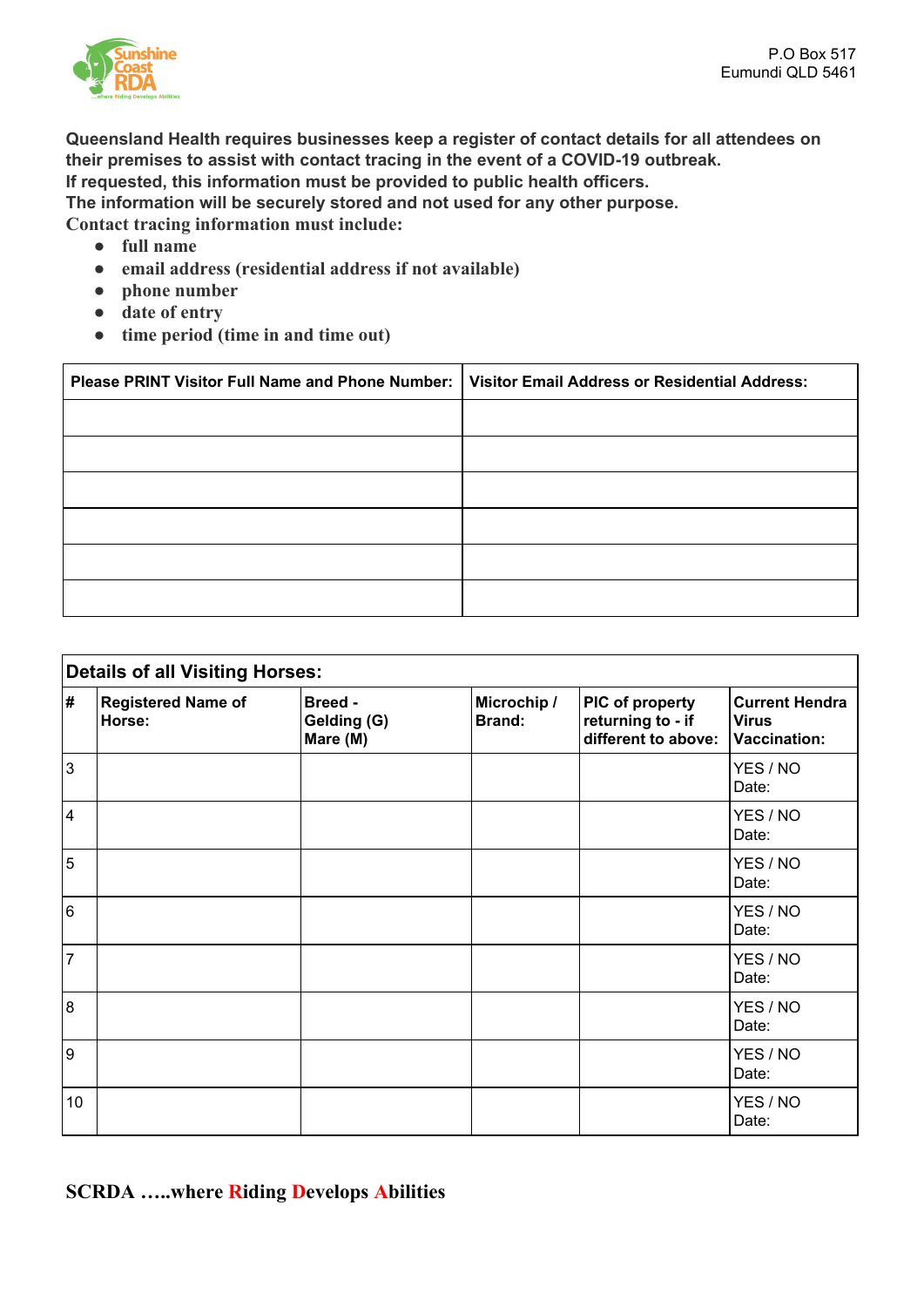P.O Box 517
Eumundi QLD 5461

**Queensland Health requires businesses keep a register of contact details for all attendees on their premises to assist with contact tracing in the event of a COVID-19 outbreak.**
**If requested, this information must be provided to public health officers.**
**The information will be securely stored and not used for any other purpose.**

**Contact tracing information must include:**

- **full name**
- **email address (residential address if not available)**
- **phone number**
- **date of entry**
- **time period (time in and time out)**

| Please PRINT Visitor Full Name and Phone Number: | Visitor Email Address or Residential Address: |
|---|---|
| | |
| | |
| | |
| | |
| | |
| | |

| Details of all Visiting Horses: | | | | | |
|---|---|---|---|---|---|
| **#** | **Registered Name of Horse:** | **Breed - Gelding (G) Mare (M)** | **Microchip / Brand:** | **PIC of property returning to - if different to above:** | **Current Hendra Virus Vaccination:** |
| 3 | | | | | YES / NO Date: |
| 4 | | | | | YES / NO Date: |
| 5 | | | | | YES / NO Date: |
| 6 | | | | | YES / NO Date: |
| 7 | | | | | YES / NO Date: |
| 8 | | | | | YES / NO Date: |
| 9 | | | | | YES / NO Date: |
| 10 | | | | | YES / NO Date: |

**SCRDA …..where Riding Develops Abilities**